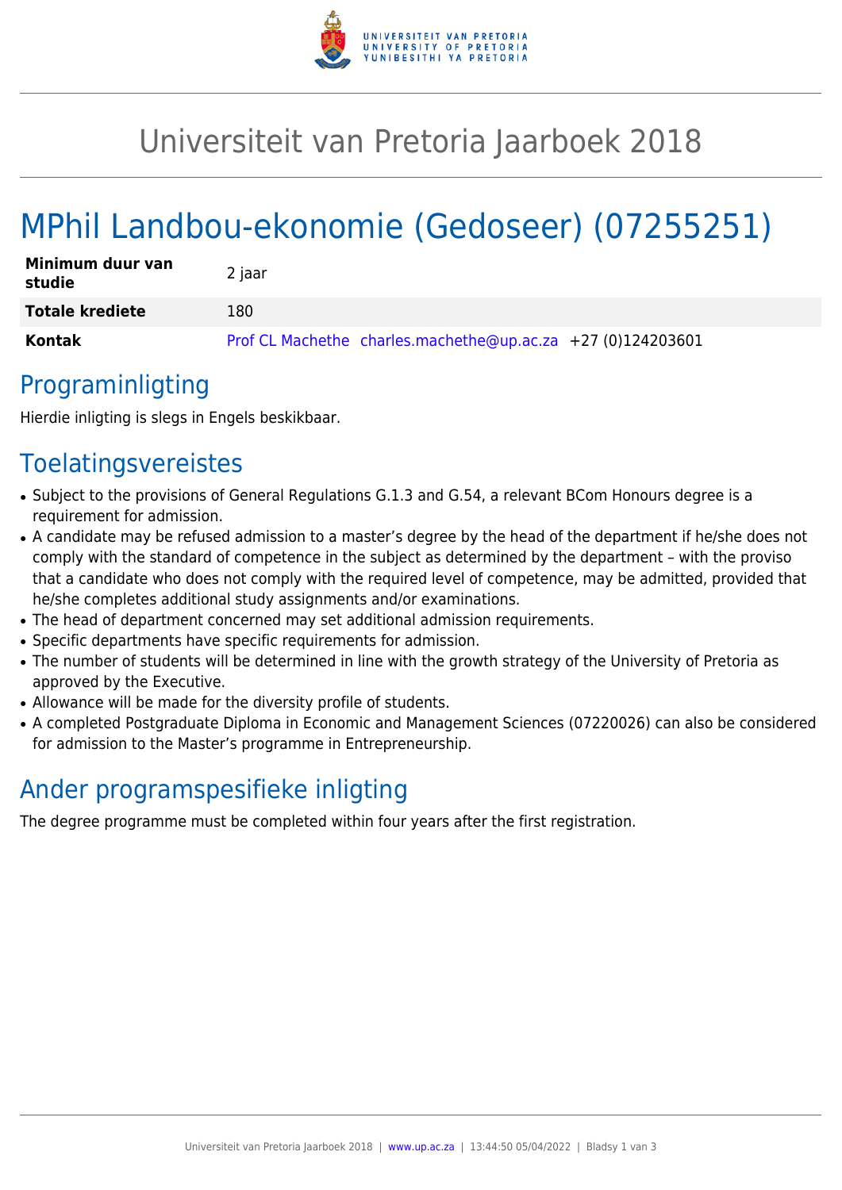# Universiteit van Pretoria Jaarboek 2018

# MPhil Landbou-ekonomie (Gedoseer) (07255251)

| | |
|---|---|
| **Minimum duur van studie** | 2 jaar |
| **Totale krediete** | 180 |
| **Kontak** | Prof CL Machethe charles.machethe@up.ac.za +27 (0)124203601 |

## Programinligting

Hierdie inligting is slegs in Engels beskikbaar.

## Toelatingsvereistes

- Subject to the provisions of General Regulations G.1.3 and G.54, a relevant BCom Honours degree is a requirement for admission.
- A candidate may be refused admission to a master's degree by the head of the department if he/she does not comply with the standard of competence in the subject as determined by the department – with the proviso that a candidate who does not comply with the required level of competence, may be admitted, provided that he/she completes additional study assignments and/or examinations.
- The head of department concerned may set additional admission requirements.
- Specific departments have specific requirements for admission.
- The number of students will be determined in line with the growth strategy of the University of Pretoria as approved by the Executive.
- Allowance will be made for the diversity profile of students.
- A completed Postgraduate Diploma in Economic and Management Sciences (07220026) can also be considered for admission to the Master's programme in Entrepreneurship.

## Ander programspesifieke inligting

The degree programme must be completed within four years after the first registration.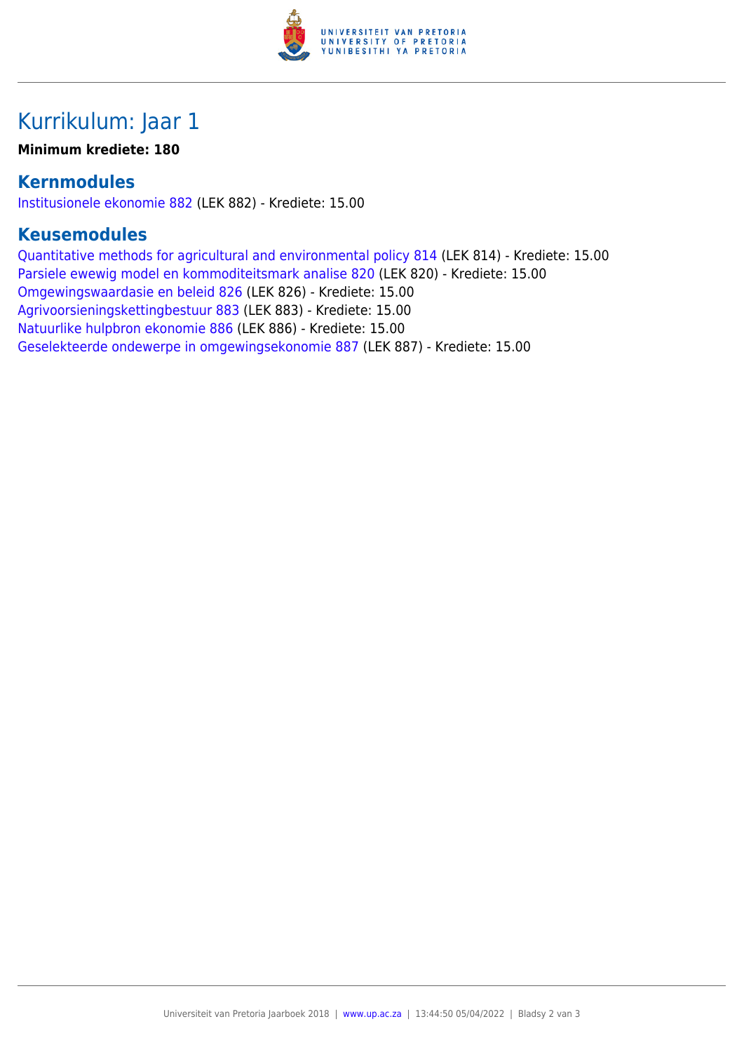# Kurrikulum: Jaar 1

**Minimum krediete: 180**

## Kernmodules

Institusionele ekonomie 882 (LEK 882) - Krediete: 15.00

## Keusemodules

Quantitative methods for agricultural and environmental policy 814 (LEK 814) - Krediete: 15.00
Parsiele ewewig model en kommoditeitsmark analise 820 (LEK 820) - Krediete: 15.00
Omgewingswaardasie en beleid 826 (LEK 826) - Krediete: 15.00
Agrivoorsieningskettingbestuur 883 (LEK 883) - Krediete: 15.00
Natuurlike hulpbron ekonomie 886 (LEK 886) - Krediete: 15.00
Geselekteerde ondewerpe in omgewingsekonomie 887 (LEK 887) - Krediete: 15.00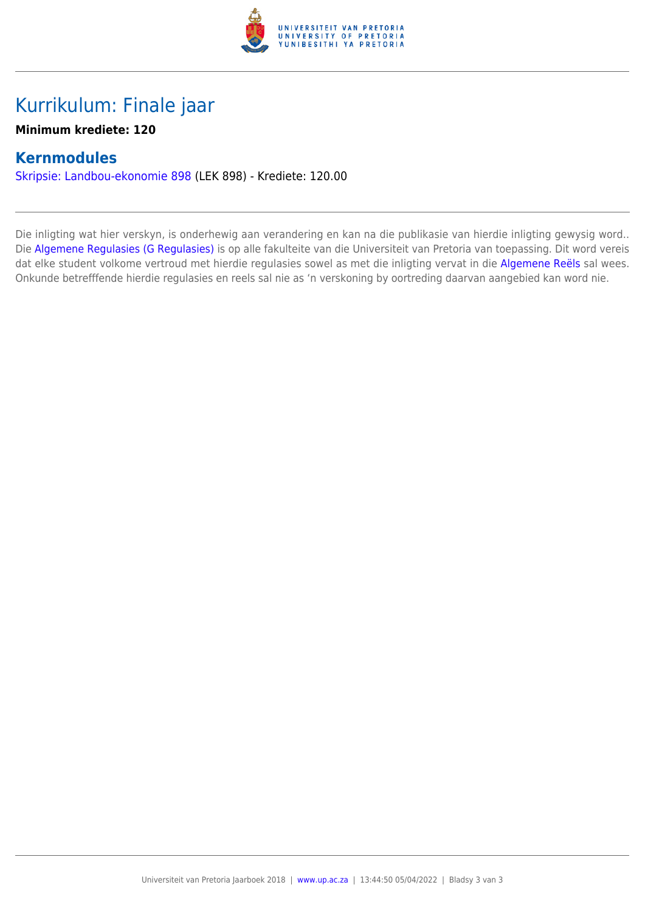## Kurrikulum: Finale jaar

**Minimum krediete: 120**

### Kernmodules

Skripsie: Landbou-ekonomie 898 (LEK 898) - Krediete: 120.00

Die inligting wat hier verskyn, is onderhewig aan verandering en kan na die publikasie van hierdie inligting gewysig word.. Die Algemene Regulasies (G Regulasies) is op alle fakulteite van die Universiteit van Pretoria van toepassing. Dit word vereis dat elke student volkome vertroud met hierdie regulasies sowel as met die inligting vervat in die Algemene Reëls sal wees. Onkunde betrefffende hierdie regulasies en reels sal nie as 'n verskoning by oortreding daarvan aangebied kan word nie.